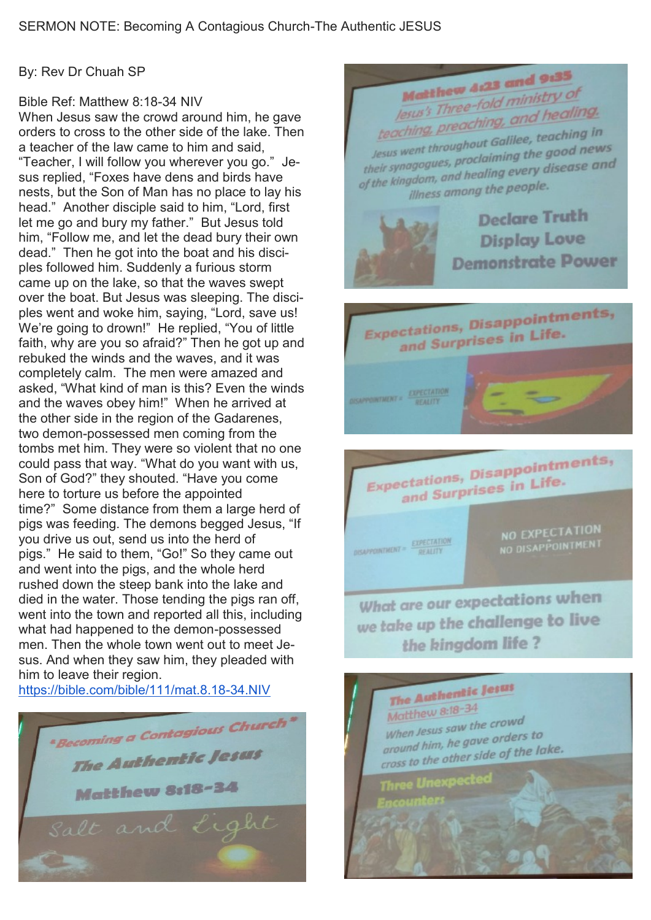SERMON NOTE: Becoming A Contagious Church-The Authentic JESUS

By: Rev Dr Chuah SP

Bible Ref: Matthew 8:18-34 NIV

When Jesus saw the crowd around him, he gave orders to cross to the other side of the lake. Then a teacher of the law came to him and said, "Teacher, I will follow you wherever you go." Jesus replied, "Foxes have dens and birds have nests, but the Son of Man has no place to lay his head." Another disciple said to him, "Lord, first let me go and bury my father." But Jesus told him, "Follow me, and let the dead bury their own dead." Then he got into the boat and his disciples followed him. Suddenly a furious storm came up on the lake, so that the waves swept over the boat. But Jesus was sleeping. The disciples went and woke him, saying, "Lord, save us! We're going to drown!" He replied, "You of little faith, why are you so afraid?" Then he got up and rebuked the winds and the waves, and it was completely calm. The men were amazed and asked, "What kind of man is this? Even the winds and the waves obey him!" When he arrived at the other side in the region of the Gadarenes, two demon-possessed men coming from the tombs met him. They were so violent that no one could pass that way. "What do you want with us, Son of God?" they shouted. "Have you come here to torture us before the appointed time?" Some distance from them a large herd of pigs was feeding. The demons begged Jesus, "If you drive us out, send us into the herd of pigs." He said to them, "Go!" So they came out and went into the pigs, and the whole herd rushed down the steep bank into the lake and died in the water. Those tending the pigs ran off, went into the town and reported all this, including what had happened to the demon-possessed men. Then the whole town went out to meet Jesus. And when they saw him, they pleaded with him to leave their region.

https://bible.com/bible/111/mat.8.18-34.NIV

"Becoming a Contagious Church"
The Authentic Jesus
Matthew 8:18-34
Salt and Light

Matthew 4:23 and 9:35
Jesus's Three-fold ministry of teaching, preaching, and healing.
Jesus went throughout Galilee, teaching in their synagogues, proclaiming the good news of the kingdom, and healing every disease and illness among the people.
Declare Truth
Display Love
Demonstrate Power

Expectations, Disappointments, and Surprises in Life.
DISAPPOINTMENT = EXPECTATION / REALITY

Expectations, Disappointments, and Surprises in Life.
DISAPPOINTMENT = EXPECTATION / REALITY
NO EXPECTATION
NO DISAPPOINTMENT
What are our expectations when we take up the challenge to live the kingdom life ?

The Authentic Jesus
Matthew 8:18-34
When Jesus saw the crowd around him, he gave orders to cross to the other side of the lake.
Three Unexpected Encounters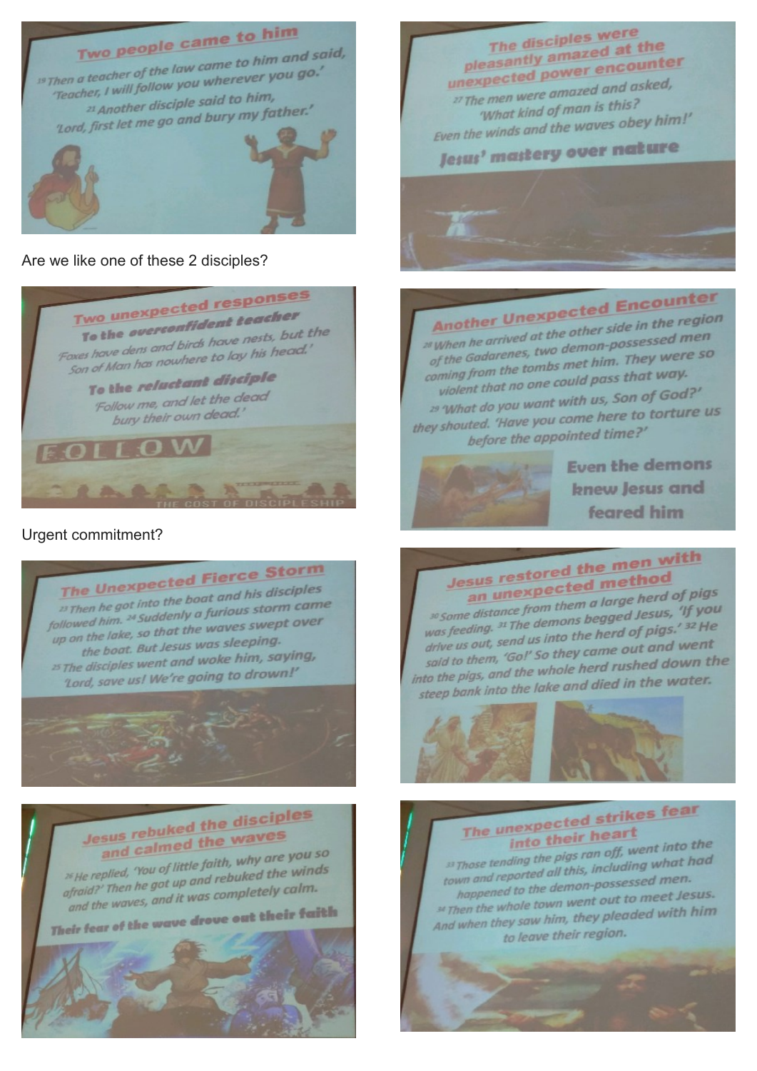## Two people came to him

[19] Then a teacher of the law came to him and said, 'Teacher, I will follow you wherever you go.'
[21] Another disciple said to him, 'Lord, first let me go and bury my father.'

Are we like one of these 2 disciples?

## Two unexpected responses

**To the overconfident teacher**

'Foxes have dens and birds have nests, but the Son of Man has nowhere to lay his head.'

**To the reluctant disciple**

'Follow me, and let the dead bury their own dead.'

FOLLOW

THE COST OF DISCIPLESHIP

Urgent commitment?

## The Unexpected Fierce Storm

[23] Then he got into the boat and his disciples followed him. [24] Suddenly a furious storm came up on the lake, so that the waves swept over the boat. But Jesus was sleeping.
[25] The disciples went and woke him, saying, 'Lord, save us! We're going to drown!'

## Jesus rebuked the disciples and calmed the waves

[26] He replied, 'You of little faith, why are you so afraid?' Then he got up and rebuked the winds and the waves, and it was completely calm.

**Their fear of the wave drove out their faith**

## The disciples were pleasantly amazed at the unexpected power encounter

[27] The men were amazed and asked, 'What kind of man is this? Even the winds and the waves obey him!'

**Jesus' mastery over nature**

## Another Unexpected Encounter

[28] When he arrived at the other side in the region of the Gadarenes, two demon-possessed men coming from the tombs met him. They were so violent that no one could pass that way.
[29] 'What do you want with us, Son of God?' they shouted. 'Have you come here to torture us before the appointed time?'

**Even the demons knew Jesus and feared him**

## Jesus restored the men with an unexpected method

[30] Some distance from them a large herd of pigs was feeding. [31] The demons begged Jesus, 'If you drive us out, send us into the herd of pigs.' [32] He said to them, 'Go!' So they came out and went into the pigs, and the whole herd rushed down the steep bank into the lake and died in the water.

## The unexpected strikes fear into their heart

[33] Those tending the pigs ran off, went into the town and reported all this, including what had happened to the demon-possessed men.
[34] Then the whole town went out to meet Jesus. And when they saw him, they pleaded with him to leave their region.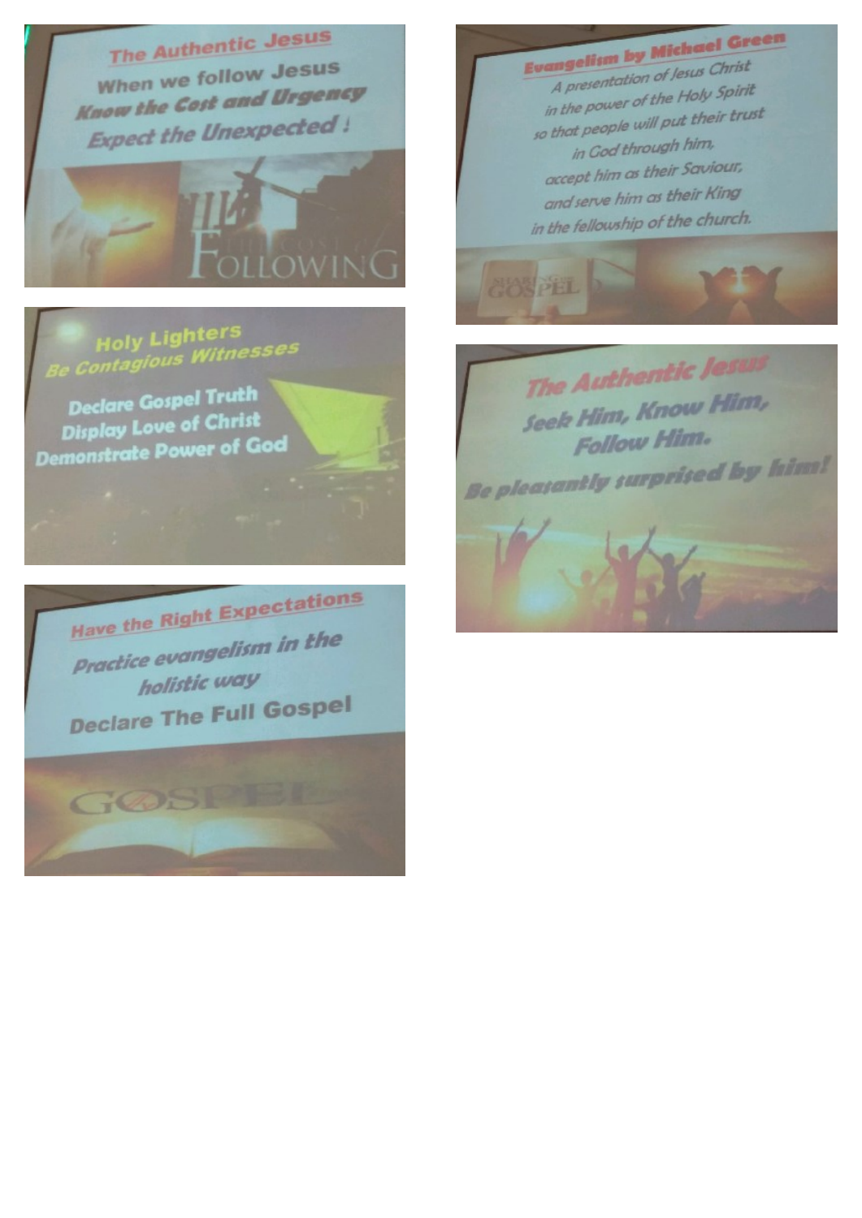## The Authentic Jesus

When we follow Jesus

***Know the Cost and Urgency***

*Expect the Unexpected !*

THE COST OF FOLLOWING

## Holy Lighters

*Be Contagious Witnesses*

Declare Gospel Truth

Display Love of Christ

Demonstrate Power of God

## Have the Right Expectations

*Practice evangelism in the holistic way*

Declare The Full Gospel

GOSPEL

## Evangelism by Michael Green

*A presentation of Jesus Christ*
*in the power of the Holy Spirit*
*so that people will put their trust*
*in God through him,*
*accept him as their Saviour,*
*and serve him as their King*
*in the fellowship of the church.*

SHARING the GOSPEL

## The Authentic Jesus

*Seek Him, Know Him,*
*Follow Him.*

***Be pleasantly surprised by him!***